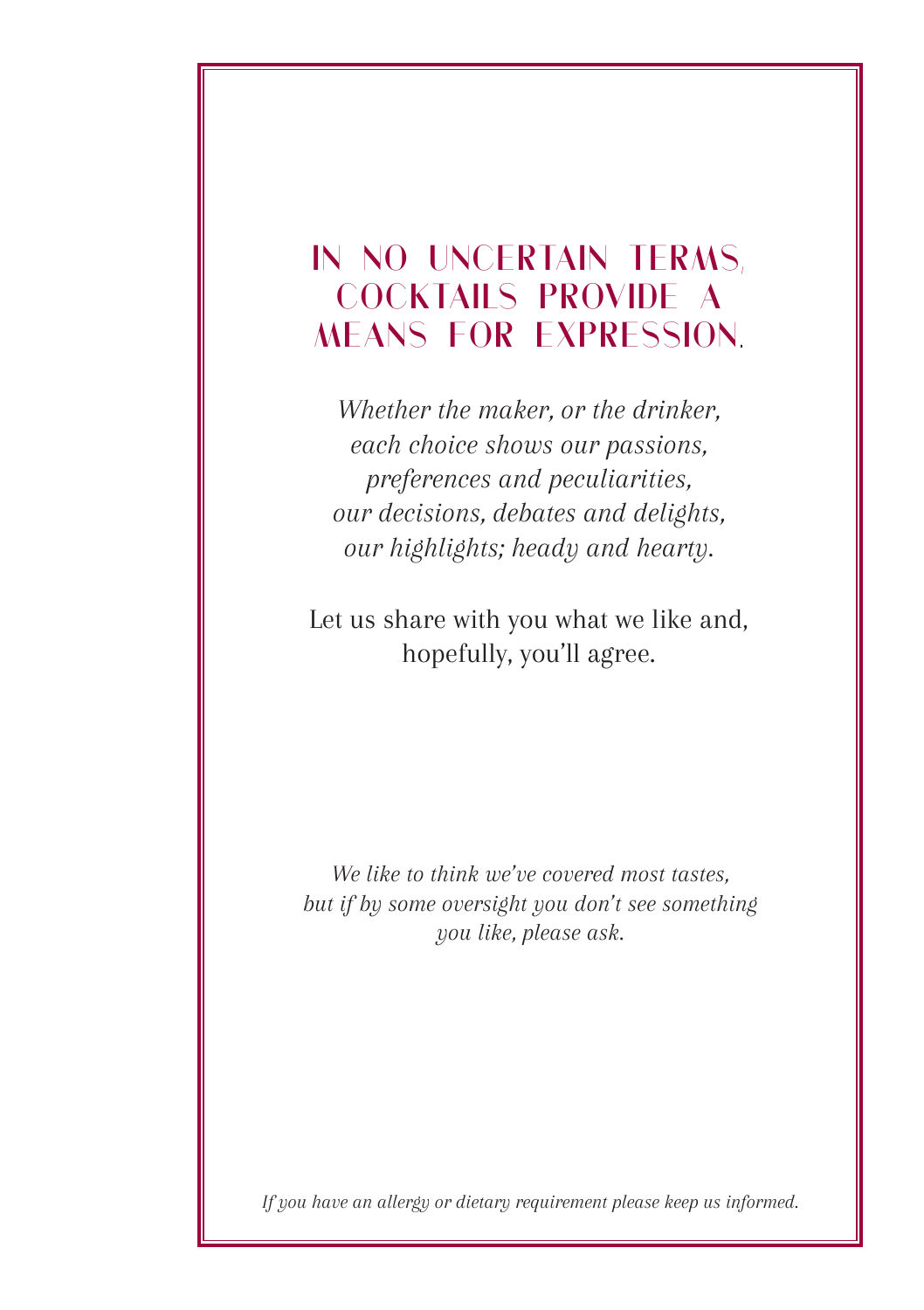# IN NO UNCERTAIN TERMS, COCKTAILS PROVIDE A MEANS FOR EXPRESSION.

*Whether the maker, or the drinker,*
*each choice shows our passions,*
*preferences and peculiarities,*
*our decisions, debates and delights,*
*our highlights; heady and hearty.*

Let us share with you what we like and, hopefully, you'll agree.

*We like to think we've covered most tastes, but if by some oversight you don't see something you like, please ask.*

*If you have an allergy or dietary requirement please keep us informed.*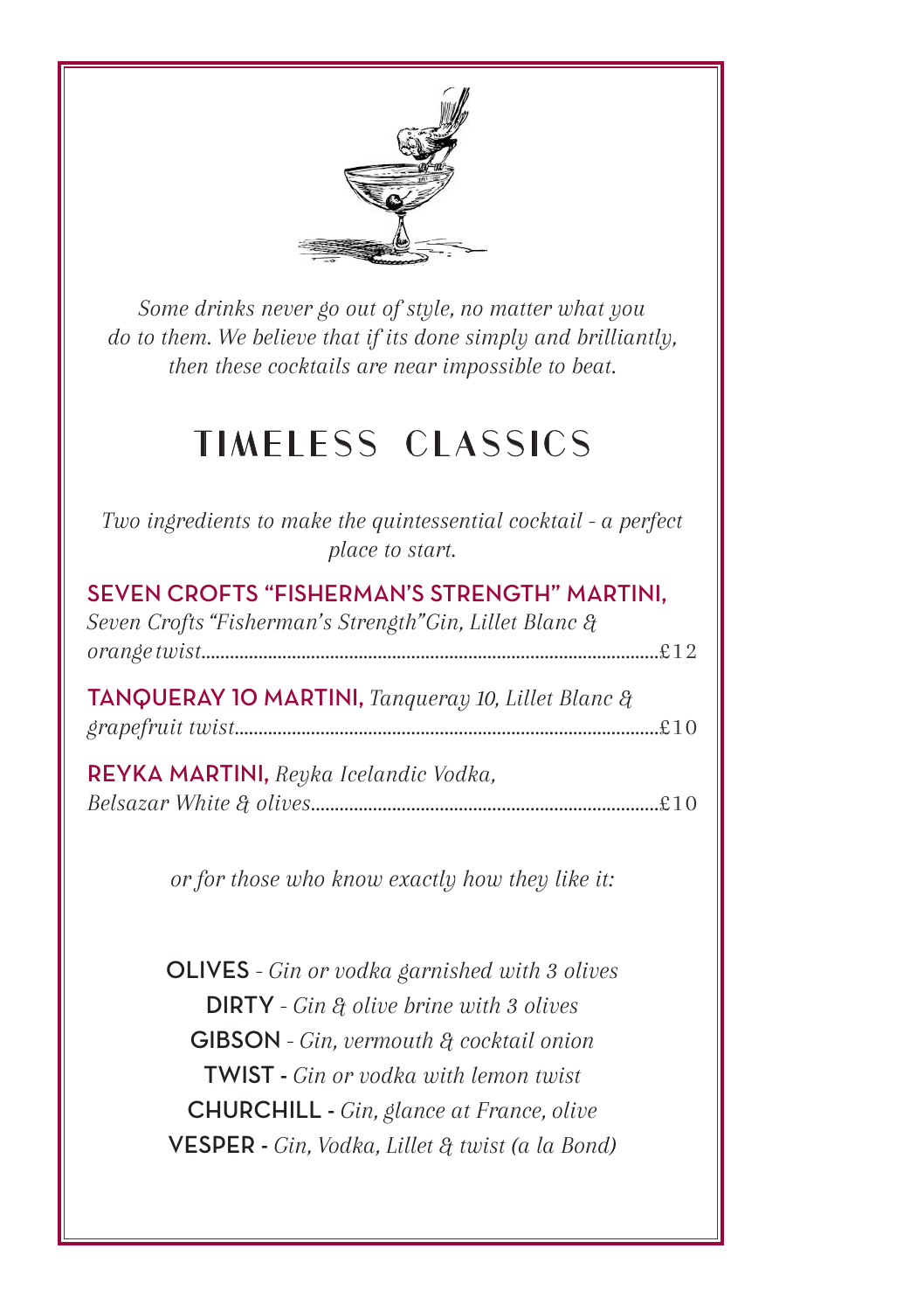*Some drinks never go out of style, no matter what you do to them. We believe that if its done simply and brilliantly, then these cocktails are near impossible to beat.*

# TIMELESS CLASSICS

*Two ingredients to make the quintessential cocktail - a perfect place to start.*

**SEVEN CROFTS "FISHERMAN'S STRENGTH" MARTINI,** *Seven Crofts "Fisherman's Strength" Gin, Lillet Blanc & orange twist*............£12

**TANQUERAY 10 MARTINI,** *Tanqueray 10, Lillet Blanc & grapefruit twist*............£10

**REYKA MARTINI,** *Reyka Icelandic Vodka, Belsazar White & olives*............£10

*or for those who know exactly how they like it:*

**OLIVES** - *Gin or vodka garnished with 3 olives*
**DIRTY** - *Gin & olive brine with 3 olives*
**GIBSON** - *Gin, vermouth & cocktail onion*
**TWIST** - *Gin or vodka with lemon twist*
**CHURCHILL** - *Gin, glance at France, olive*
**VESPER** - *Gin, Vodka, Lillet & twist (a la Bond)*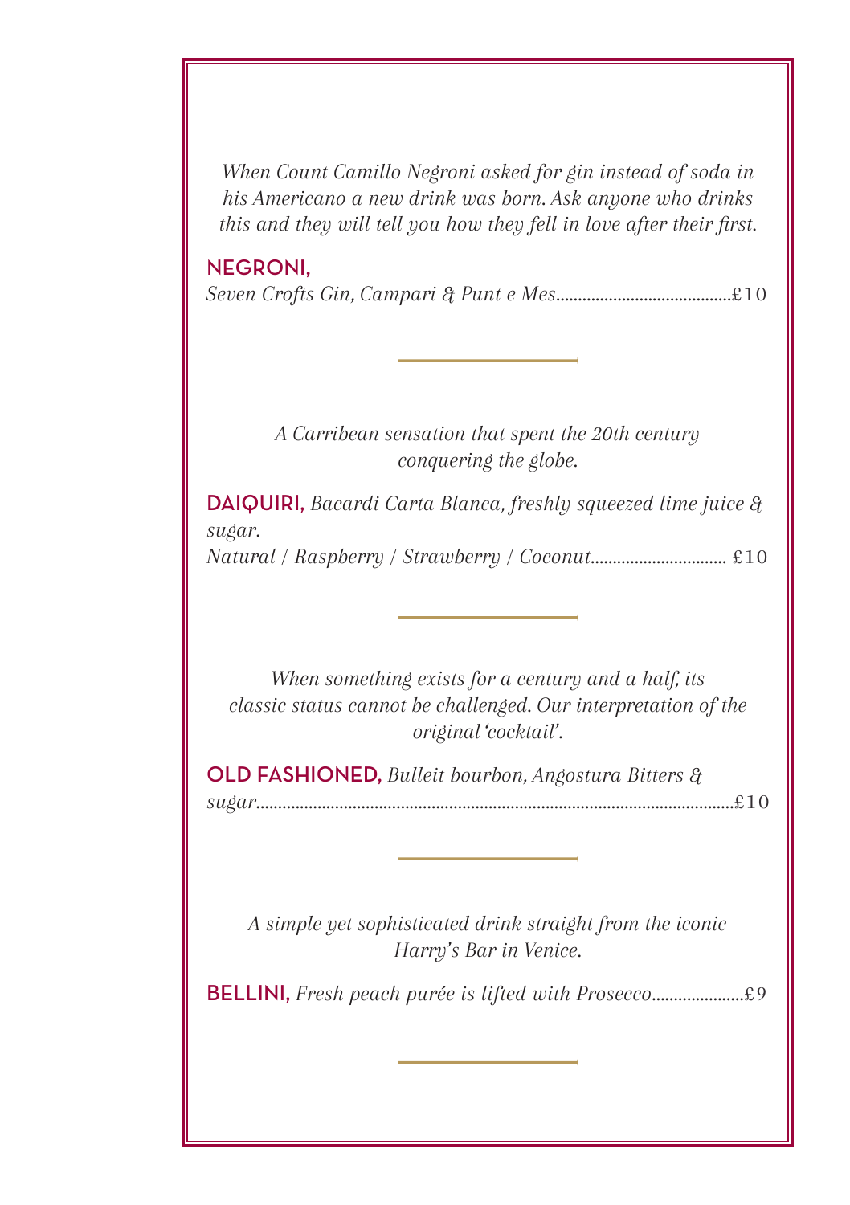*When Count Camillo Negroni asked for gin instead of soda in his Americano a new drink was born. Ask anyone who drinks this and they will tell you how they fell in love after their first.*

**NEGRONI,**
*Seven Crofts Gin, Campari & Punt e Mes*........................................£10

---

*A Carribean sensation that spent the 20th century conquering the globe.*

**DAIQUIRI,** *Bacardi Carta Blanca, freshly squeezed lime juice & sugar.*
*Natural / Raspberry / Strawberry / Coconut*.............................. £10

---

*When something exists for a century and a half, its classic status cannot be challenged. Our interpretation of the original 'cocktail'.*

**OLD FASHIONED,** *Bulleit bourbon, Angostura Bitters & sugar*...........................................................................................................£10

---

*A simple yet sophisticated drink straight from the iconic Harry's Bar in Venice.*

**BELLINI,** *Fresh peach purée is lifted with Prosecco*.....................£9

---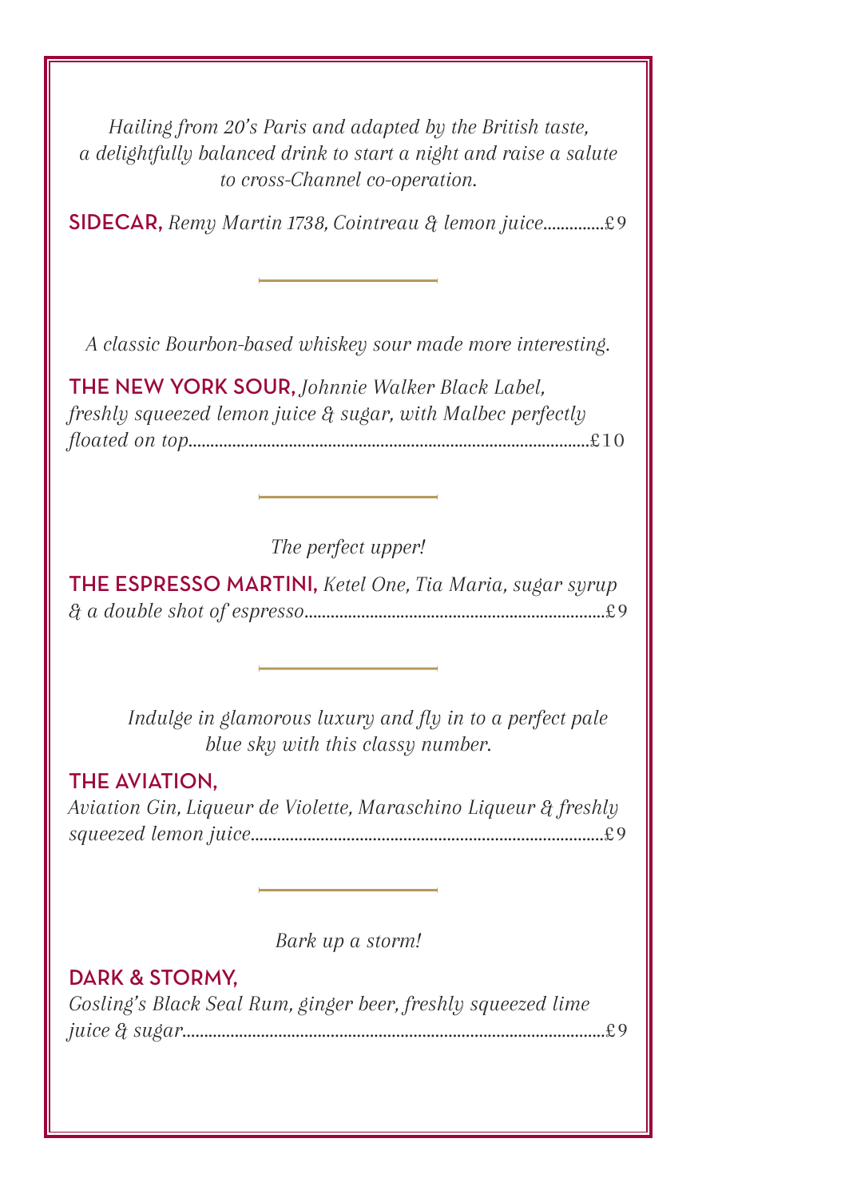*Hailing from 20's Paris and adapted by the British taste, a delightfully balanced drink to start a night and raise a salute to cross-Channel co-operation.*

**SIDECAR,** *Remy Martin 1738, Cointreau & lemon juice*..............£9

---

*A classic Bourbon-based whiskey sour made more interesting.*

**THE NEW YORK SOUR,** *Johnnie Walker Black Label, freshly squeezed lemon juice & sugar, with Malbec perfectly floated on top*..........................................................................................£10

---

*The perfect upper!*

**THE ESPRESSO MARTINI,** *Ketel One, Tia Maria, sugar syrup & a double shot of espresso*....................................................................£9

---

*Indulge in glamorous luxury and fly in to a perfect pale blue sky with this classy number.*

**THE AVIATION,**
*Aviation Gin, Liqueur de Violette, Maraschino Liqueur & freshly squeezed lemon juice*................................................................................£9

---

*Bark up a storm!*

**DARK & STORMY,**
*Gosling's Black Seal Rum, ginger beer, freshly squeezed lime juice & sugar*................................................................................................£9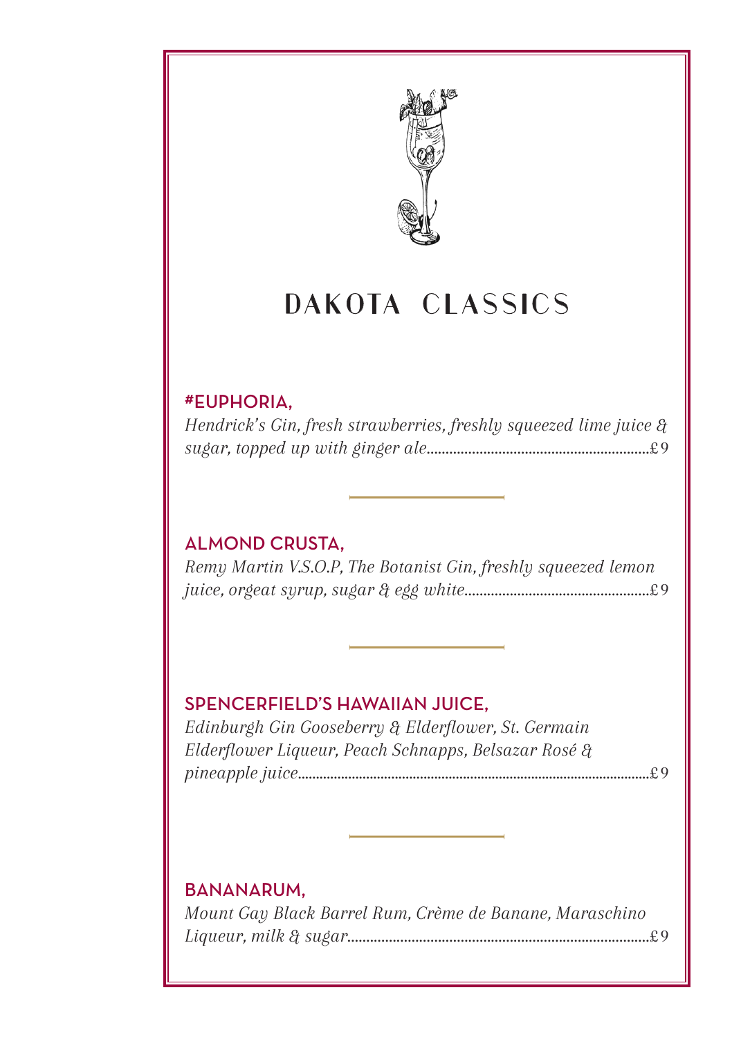# DAKOTA CLASSICS

## #EUPHORIA,

*Hendrick's Gin, fresh strawberries, freshly squeezed lime juice & sugar, topped up with ginger ale*..........£9

---

## ALMOND CRUSTA,

*Remy Martin V.S.O.P, The Botanist Gin, freshly squeezed lemon juice, orgeat syrup, sugar & egg white*..........£9

---

## SPENCERFIELD'S HAWAIIAN JUICE,

*Edinburgh Gin Gooseberry & Elderflower, St. Germain Elderflower Liqueur, Peach Schnapps, Belsazar Rosé & pineapple juice*..........£9

---

## BANANARUM,

*Mount Gay Black Barrel Rum, Crème de Banane, Maraschino Liqueur, milk & sugar*..........£9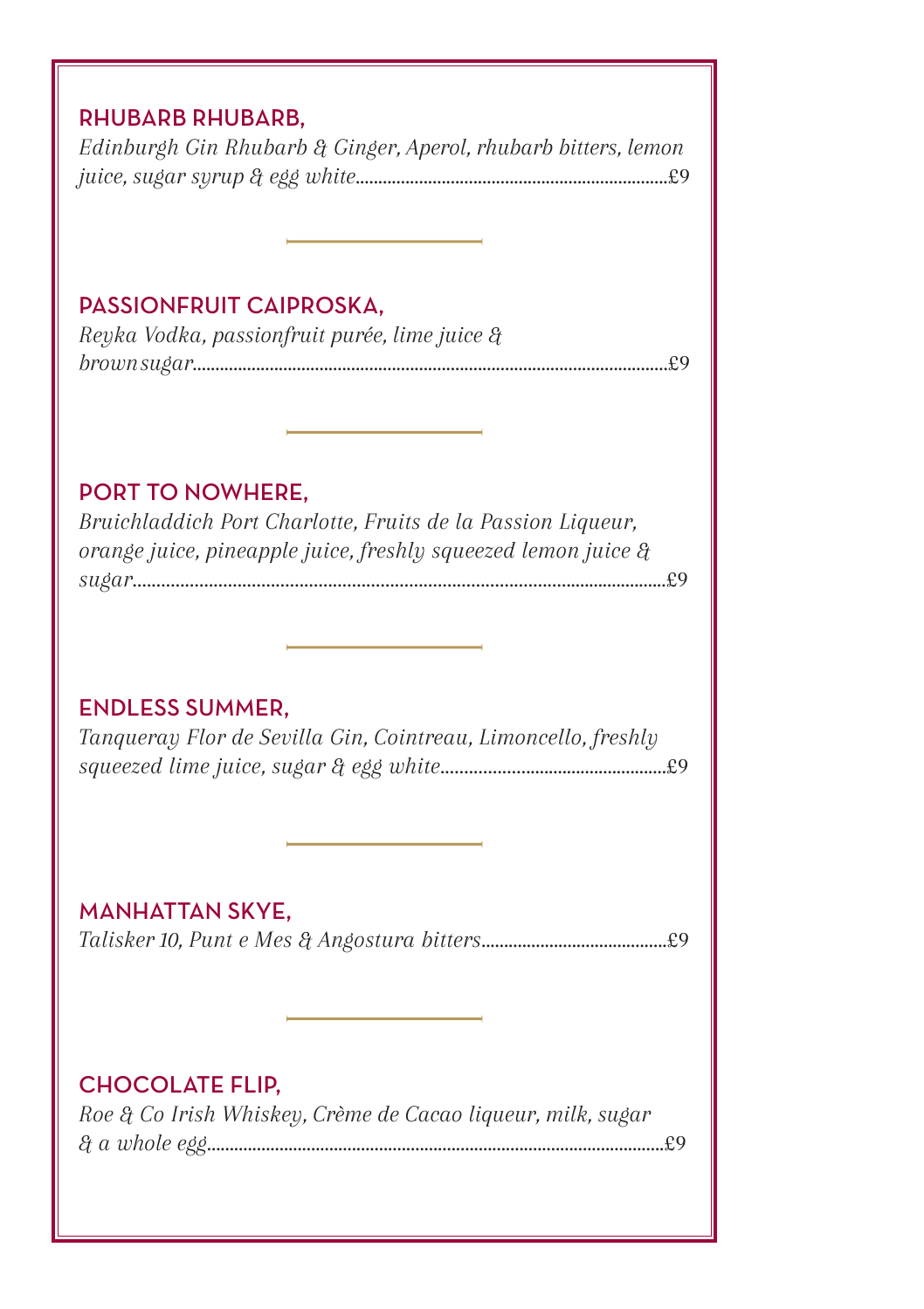## RHUBARB RHUBARB,

*Edinburgh Gin Rhubarb & Ginger, Aperol, rhubarb bitters, lemon juice, sugar syrup & egg white*..........£9

---

## PASSIONFRUIT CAIPROSKA,

*Reyka Vodka, passionfruit purée, lime juice & brown sugar*..........£9

---

## PORT TO NOWHERE,

*Bruichladdich Port Charlotte, Fruits de la Passion Liqueur, orange juice, pineapple juice, freshly squeezed lemon juice & sugar*..........£9

---

## ENDLESS SUMMER,

*Tanqueray Flor de Sevilla Gin, Cointreau, Limoncello, freshly squeezed lime juice, sugar & egg white*..........£9

---

## MANHATTAN SKYE,

*Talisker 10, Punt e Mes & Angostura bitters*..........£9

---

## CHOCOLATE FLIP,

*Roe & Co Irish Whiskey, Crème de Cacao liqueur, milk, sugar & a whole egg*..........£9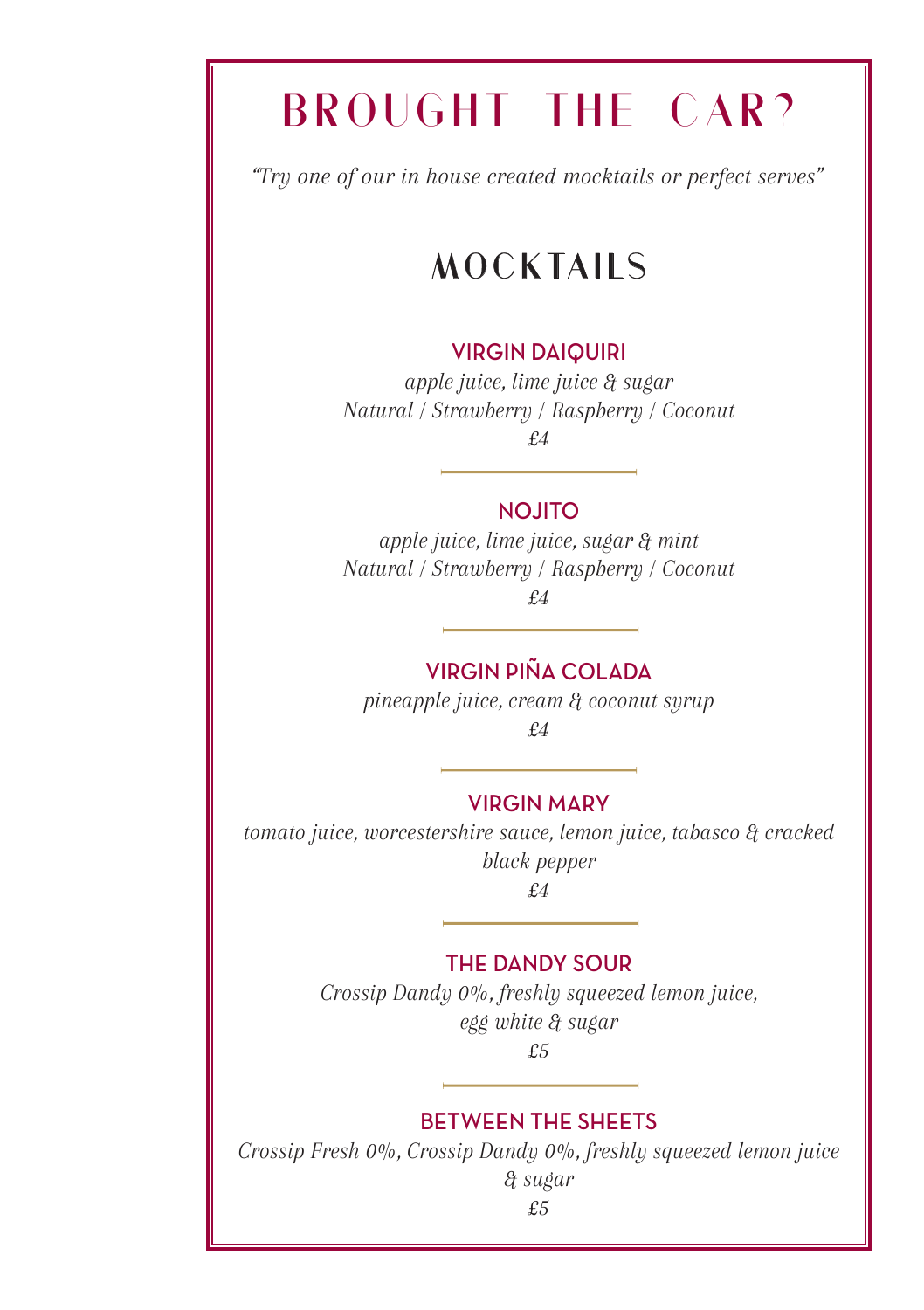# BROUGHT THE CAR?

*"Try one of our in house created mocktails or perfect serves"*

## MOCKTAILS

### VIRGIN DAIQUIRI

*apple juice, lime juice & sugar*
*Natural / Strawberry / Raspberry / Coconut*
*£4*

---

### NOJITO

*apple juice, lime juice, sugar & mint*
*Natural / Strawberry / Raspberry / Coconut*
*£4*

---

### VIRGIN PIÑA COLADA

*pineapple juice, cream & coconut syrup*
*£4*

---

### VIRGIN MARY

*tomato juice, worcestershire sauce, lemon juice, tabasco & cracked black pepper*
*£4*

---

### THE DANDY SOUR

*Crossip Dandy 0%, freshly squeezed lemon juice, egg white & sugar*
*£5*

---

### BETWEEN THE SHEETS

*Crossip Fresh 0%, Crossip Dandy 0%, freshly squeezed lemon juice & sugar*
*£5*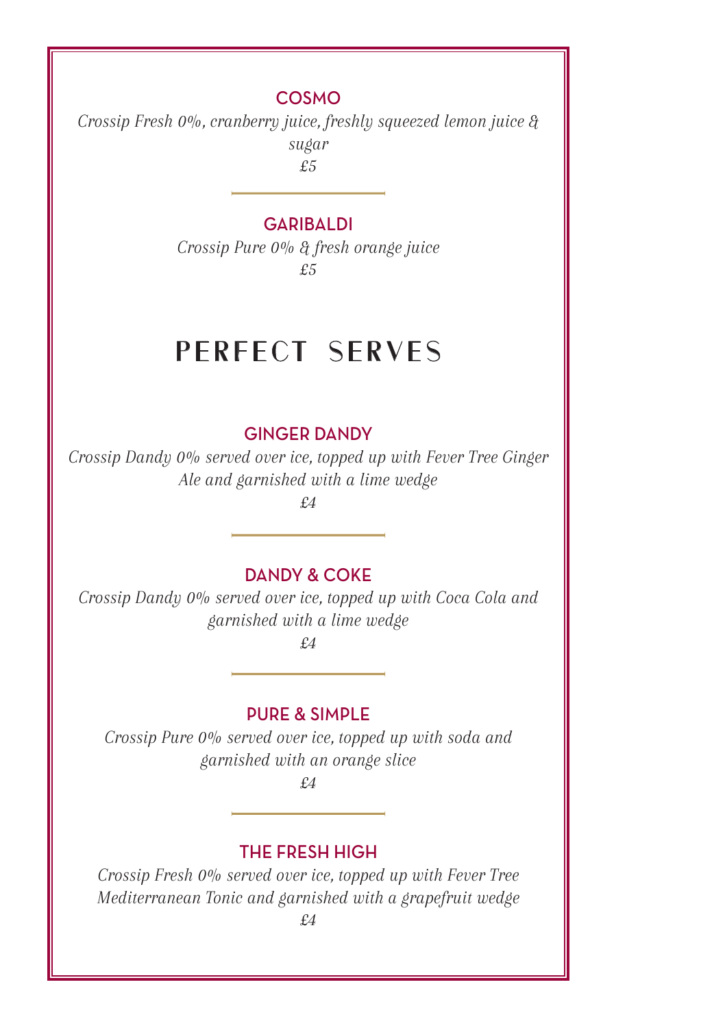### COSMO

*Crossip Fresh 0%, cranberry juice, freshly squeezed lemon juice & sugar*

*£5*

### GARIBALDI

*Crossip Pure 0% & fresh orange juice*

*£5*

## PERFECT SERVES

### GINGER DANDY

*Crossip Dandy 0% served over ice, topped up with Fever Tree Ginger Ale and garnished with a lime wedge*

*£4*

### DANDY & COKE

*Crossip Dandy 0% served over ice, topped up with Coca Cola and garnished with a lime wedge*

*£4*

### PURE & SIMPLE

*Crossip Pure 0% served over ice, topped up with soda and garnished with an orange slice*

*£4*

### THE FRESH HIGH

*Crossip Fresh 0% served over ice, topped up with Fever Tree Mediterranean Tonic and garnished with a grapefruit wedge*

*£4*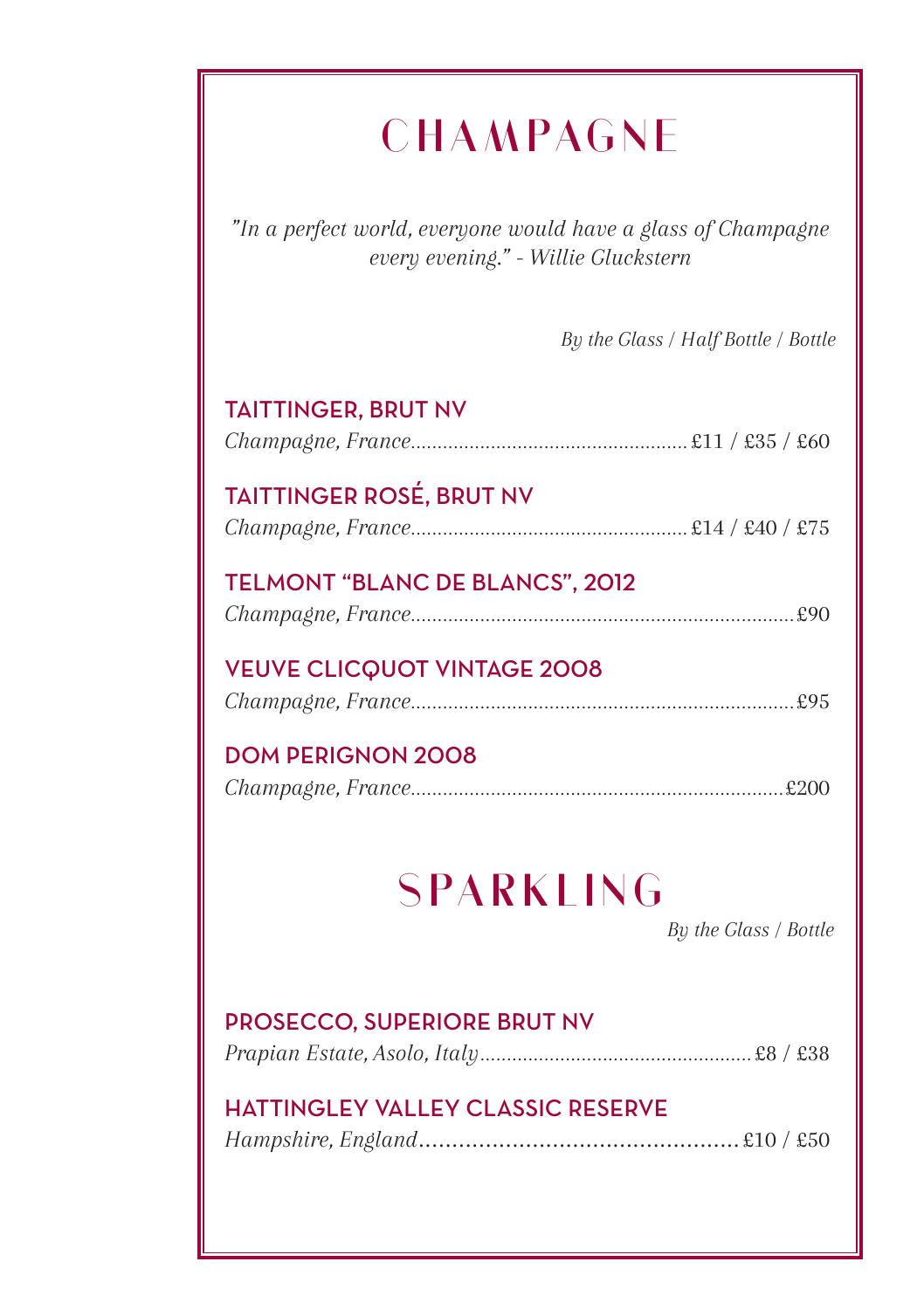# CHAMPAGNE

*"In a perfect world, everyone would have a glass of Champagne every evening." - Willie Gluckstern*

*By the Glass / Half Bottle / Bottle*

### TAITTINGER, BRUT NV
*Champagne, France*.................................................... £11 / £35 / £60

### TAITTINGER ROSÉ, BRUT NV
*Champagne, France*.................................................... £14 / £40 / £75

### TELMONT "BLANC DE BLANCS", 2012
*Champagne, France*........................................................................ £90

### VEUVE CLICQUOT VINTAGE 2008
*Champagne, France*........................................................................ £95

### DOM PERIGNON 2008
*Champagne, France*...................................................................... £200

# SPARKLING

*By the Glass / Bottle*

### PROSECCO, SUPERIORE BRUT NV
*Prapian Estate, Asolo, Italy*................................................... £8 / £38

### HATTINGLEY VALLEY CLASSIC RESERVE
*Hampshire, England*................................................ £10 / £50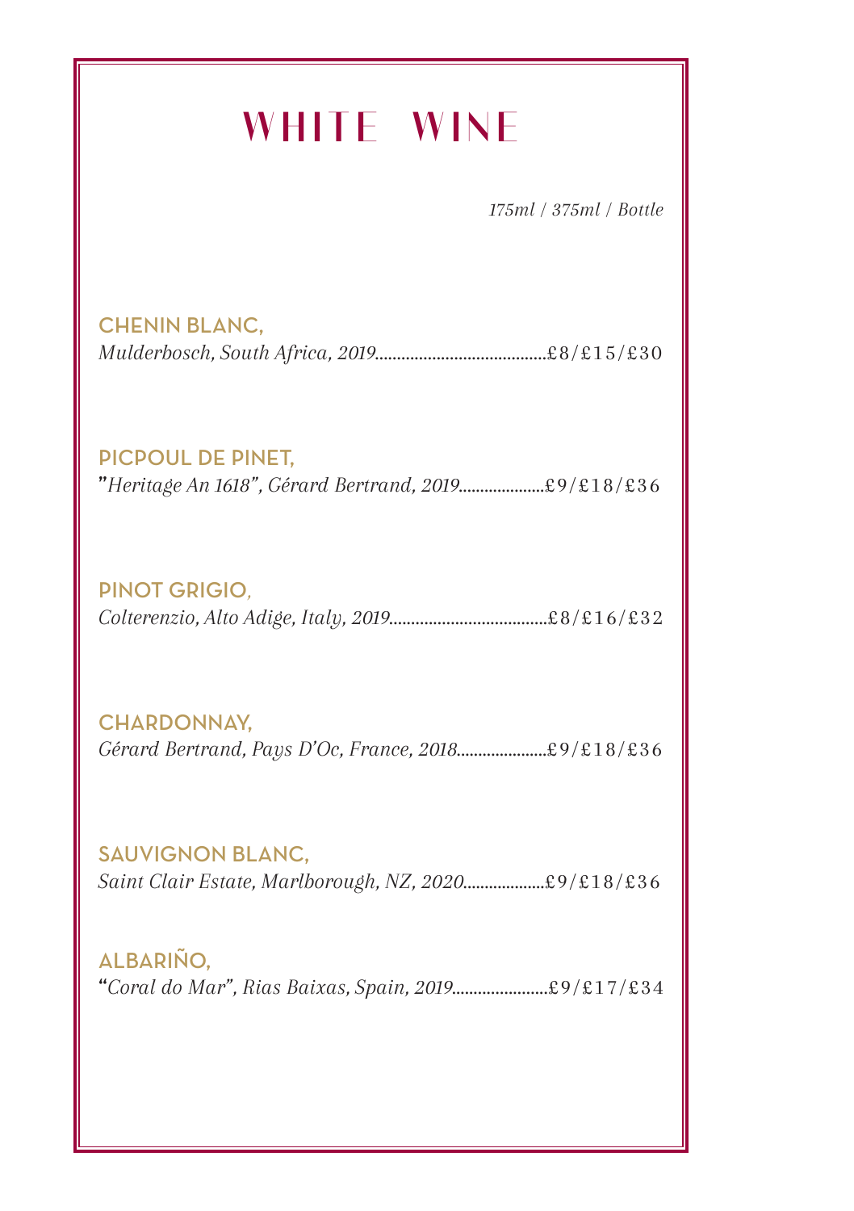# WHITE WINE

*175ml / 375ml / Bottle*

**CHENIN BLANC,**
*Mulderbosch, South Africa, 2019*.......................................£8/£15/£30

**PICPOUL DE PINET,**
"*Heritage An 1618", Gérard Bertrand, 2019*....................£9/£18/£36

**PINOT GRIGIO,**
*Colterenzio, Alto Adige, Italy, 2019*....................................£8/£16/£32

**CHARDONNAY,**
*Gérard Bertrand, Pays D'Oc, France, 2018*.....................£9/£18/£36

**SAUVIGNON BLANC,**
*Saint Clair Estate, Marlborough, NZ, 2020*...................£9/£18/£36

**ALBARIÑO,**
"*Coral do Mar", Rias Baixas, Spain, 2019*......................£9/£17/£34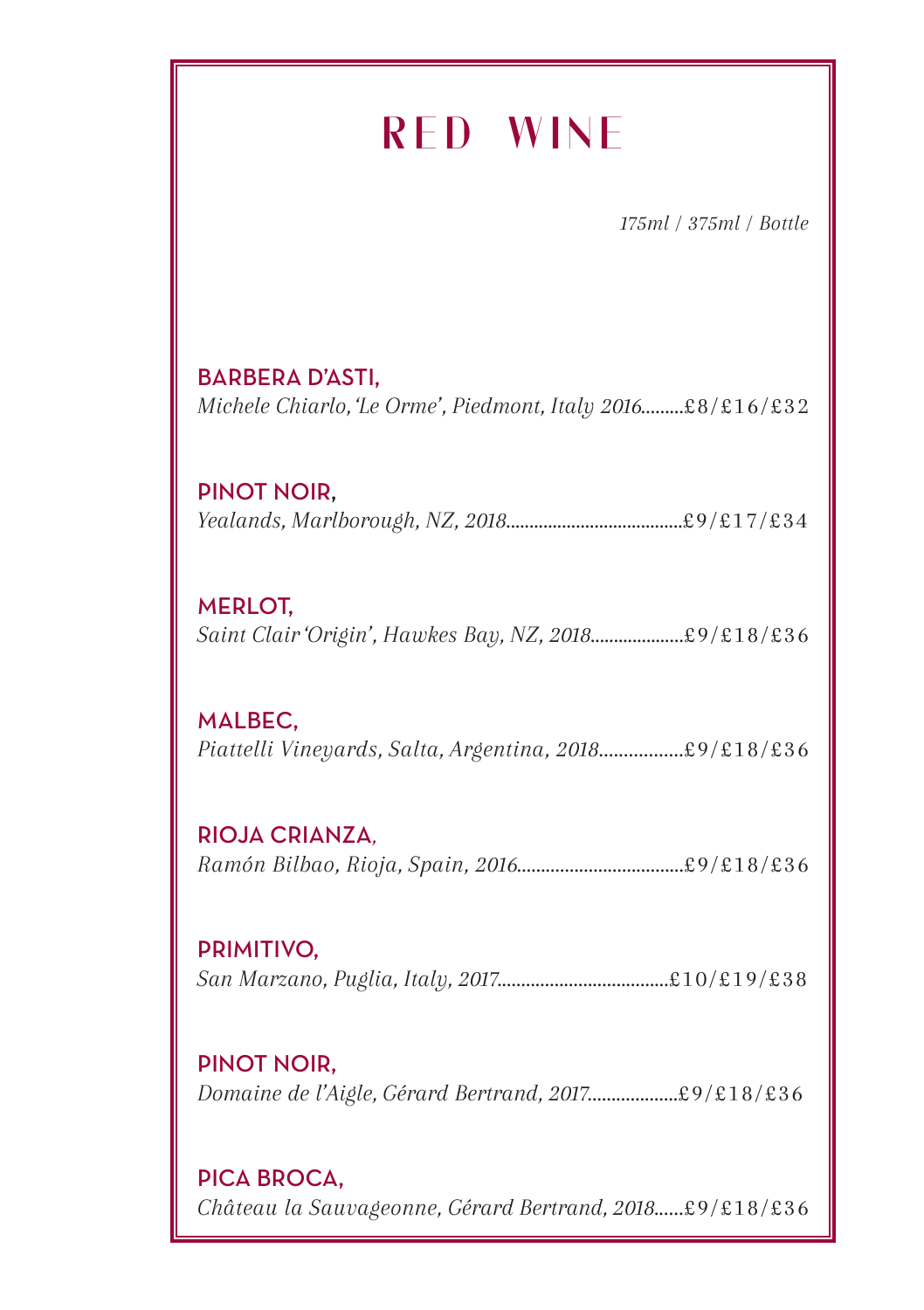# RED WINE

*175ml / 375ml / Bottle*

**BARBERA D'ASTI,**
*Michele Chiarlo, 'Le Orme', Piedmont, Italy 2016*.........£8/£16/£32

**PINOT NOIR,**
*Yealands, Marlborough, NZ, 2018*.....................................£9/£17/£34

**MERLOT,**
*Saint Clair 'Origin', Hawkes Bay, NZ, 2018*....................£9/£18/£36

**MALBEC,**
*Piattelli Vineyards, Salta, Argentina, 2018*.................£9/£18/£36

**RIOJA CRIANZA,**
*Ramón Bilbao, Rioja, Spain, 2016*..................................£9/£18/£36

**PRIMITIVO,**
*San Marzano, Puglia, Italy, 2017*...................................£10/£19/£38

**PINOT NOIR,**
*Domaine de l'Aigle, Gérard Bertrand, 2017*...................£9/£18/£36

**PICA BROCA,**
*Château la Sauvageonne, Gérard Bertrand, 2018*......£9/£18/£36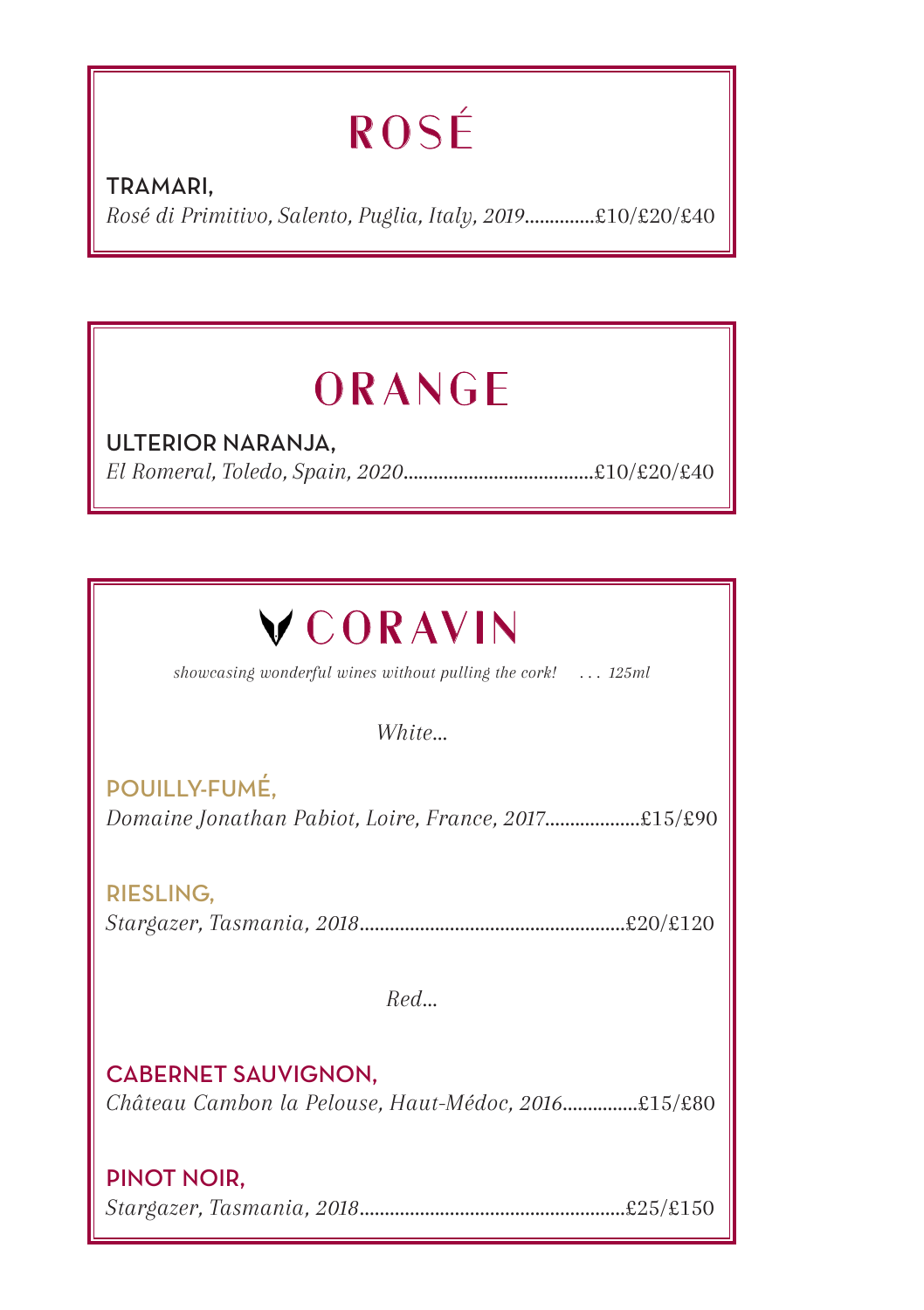# ROSÉ

**TRAMARI,**
*Rosé di Primitivo, Salento, Puglia, Italy, 2019*..............£10/£20/£40

# ORANGE

**ULTERIOR NARANJA,**
*El Romeral, Toledo, Spain, 2020*......................................£10/£20/£40

# CORAVIN

*showcasing wonderful wines without pulling the cork! . . . 125ml*

*White...*

**POUILLY-FUMÉ,**
*Domaine Jonathan Pabiot, Loire, France, 2017*...................£15/£90

**RIESLING,**
*Stargazer, Tasmania, 2018*....................................................£20/£120

*Red...*

**CABERNET SAUVIGNON,**
*Château Cambon la Pelouse, Haut-Médoc, 2016*...............£15/£80

**PINOT NOIR,**
*Stargazer, Tasmania, 2018*....................................................£25/£150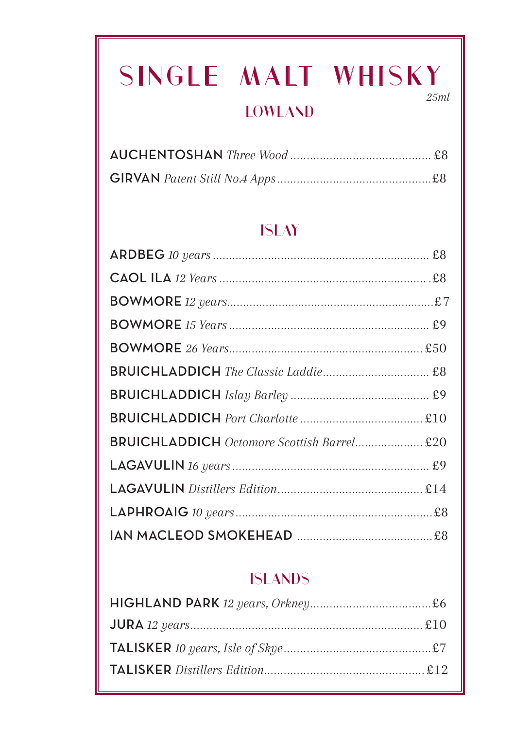# SINGLE MALT WHISKY

*25ml*

## LOWLAND

**AUCHENTOSHAN** *Three Wood* .......... £8
**GIRVAN** *Patent Still No.4 Apps* .......... £8

## ISLAY

**ARDBEG** *10 years* .......... £8
**CAOL ILA** *12 Years* .......... £8
**BOWMORE** *12 years* .......... £7
**BOWMORE** *15 Years* .......... £9
**BOWMORE** *26 Years* .......... £50
**BRUICHLADDICH** *The Classic Laddie* .......... £8
**BRUICHLADDICH** *Islay Barley* .......... £9
**BRUICHLADDICH** *Port Charlotte* .......... £10
**BRUICHLADDICH** *Octomore Scottish Barrel* .......... £20
**LAGAVULIN** *16 years* .......... £9
**LAGAVULIN** *Distillers Edition* .......... £14
**LAPHROAIG** *10 years* .......... £8
**IAN MACLEOD SMOKEHEAD** .......... £8

## ISLANDS

**HIGHLAND PARK** *12 years, Orkney* .......... £6
**JURA** *12 years* .......... £10
**TALISKER** *10 years, Isle of Skye* .......... £7
**TALISKER** *Distillers Edition* .......... £12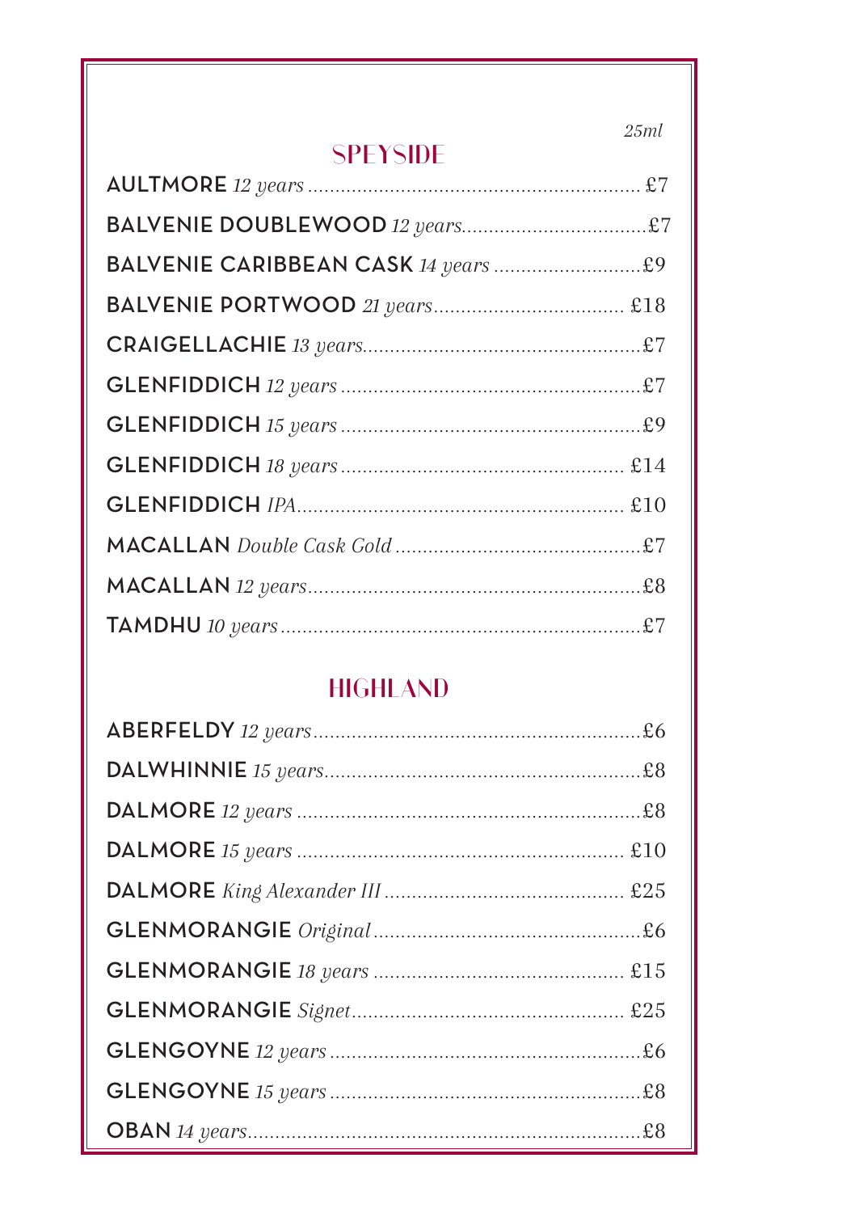*25ml*

## SPEYSIDE

| | |
|---|---|
| **AULTMORE** *12 years* | £7 |
| **BALVENIE DOUBLEWOOD** *12 years* | £7 |
| **BALVENIE CARIBBEAN CASK** *14 years* | £9 |
| **BALVENIE PORTWOOD** *21 years* | £18 |
| **CRAIGELLACHIE** *13 years* | £7 |
| **GLENFIDDICH** *12 years* | £7 |
| **GLENFIDDICH** *15 years* | £9 |
| **GLENFIDDICH** *18 years* | £14 |
| **GLENFIDDICH** *IPA* | £10 |
| **MACALLAN** *Double Cask Gold* | £7 |
| **MACALLAN** *12 years* | £8 |
| **TAMDHU** *10 years* | £7 |

## HIGHLAND

| | |
|---|---|
| **ABERFELDY** *12 years* | £6 |
| **DALWHINNIE** *15 years* | £8 |
| **DALMORE** *12 years* | £8 |
| **DALMORE** *15 years* | £10 |
| **DALMORE** *King Alexander III* | £25 |
| **GLENMORANGIE** *Original* | £6 |
| **GLENMORANGIE** *18 years* | £15 |
| **GLENMORANGIE** *Signet* | £25 |
| **GLENGOYNE** *12 years* | £6 |
| **GLENGOYNE** *15 years* | £8 |
| **OBAN** *14 years* | £8 |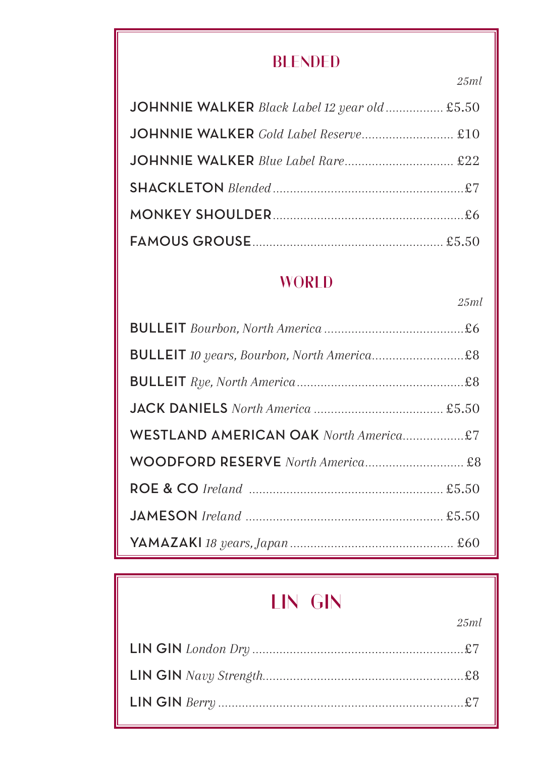## BLENDED

| | *25ml* |
|---|---|
| **JOHNNIE WALKER** *Black Label 12 year old* | £5.50 |
| **JOHNNIE WALKER** *Gold Label Reserve* | £10 |
| **JOHNNIE WALKER** *Blue Label Rare* | £22 |
| **SHACKLETON** *Blended* | £7 |
| **MONKEY SHOULDER** | £6 |
| **FAMOUS GROUSE** | £5.50 |

## WORLD

| | *25ml* |
|---|---|
| **BULLEIT** *Bourbon, North America* | £6 |
| **BULLEIT** *10 years, Bourbon, North America* | £8 |
| **BULLEIT** *Rye, North America* | £8 |
| **JACK DANIELS** *North America* | £5.50 |
| **WESTLAND AMERICAN OAK** *North America* | £7 |
| **WOODFORD RESERVE** *North America* | £8 |
| **ROE & CO** *Ireland* | £5.50 |
| **JAMESON** *Ireland* | £5.50 |
| **YAMAZAKI** *18 years, Japan* | £60 |

## LIN GIN

| | *25ml* |
|---|---|
| **LIN GIN** *London Dry* | £7 |
| **LIN GIN** *Navy Strength* | £8 |
| **LIN GIN** *Berry* | £7 |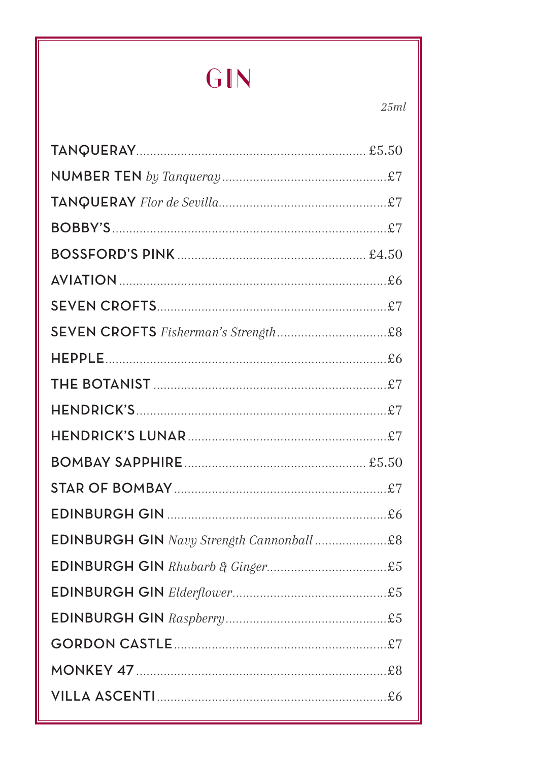# GIN

*25ml*

| | |
|---|---|
| TANQUERAY | £5.50 |
| NUMBER TEN *by Tanqueray* | £7 |
| TANQUERAY *Flor de Sevilla* | £7 |
| BOBBY'S | £7 |
| BOSSFORD'S PINK | £4.50 |
| AVIATION | £6 |
| SEVEN CROFTS | £7 |
| SEVEN CROFTS *Fisherman's Strength* | £8 |
| HEPPLE | £6 |
| THE BOTANIST | £7 |
| HENDRICK'S | £7 |
| HENDRICK'S LUNAR | £7 |
| BOMBAY SAPPHIRE | £5.50 |
| STAR OF BOMBAY | £7 |
| EDINBURGH GIN | £6 |
| EDINBURGH GIN *Navy Strength Cannonball* | £8 |
| EDINBURGH GIN *Rhubarb & Ginger* | £5 |
| EDINBURGH GIN *Elderflower* | £5 |
| EDINBURGH GIN *Raspberry* | £5 |
| GORDON CASTLE | £7 |
| MONKEY 47 | £8 |
| VILLA ASCENTI | £6 |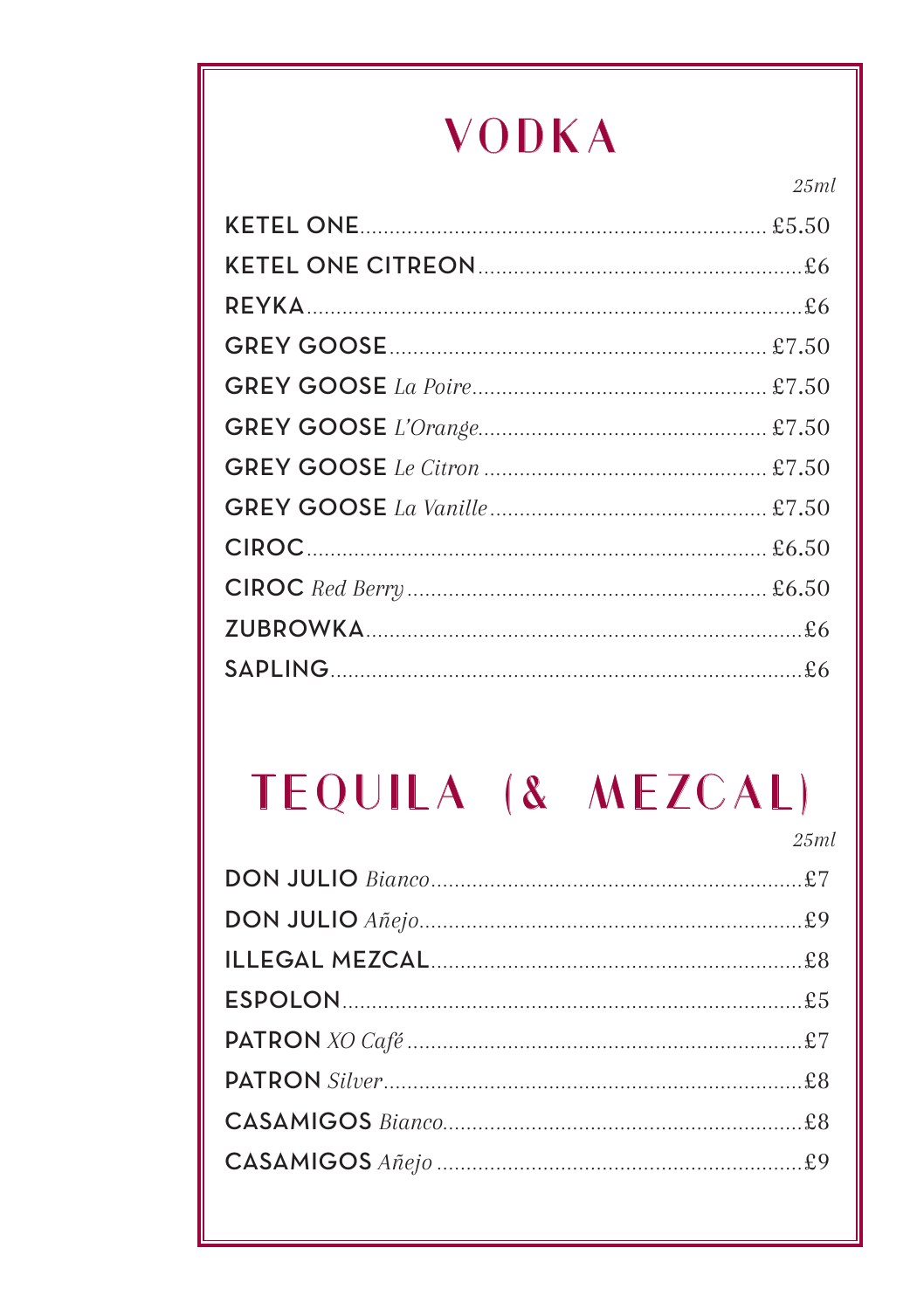# VODKA

*25ml*

| | |
|---|---|
| **KETEL ONE** | £5.50 |
| **KETEL ONE CITREON** | £6 |
| **REYKA** | £6 |
| **GREY GOOSE** | £7.50 |
| **GREY GOOSE** *La Poire* | £7.50 |
| **GREY GOOSE** *L'Orange* | £7.50 |
| **GREY GOOSE** *Le Citron* | £7.50 |
| **GREY GOOSE** *La Vanille* | £7.50 |
| **CIROC** | £6.50 |
| **CIROC** *Red Berry* | £6.50 |
| **ZUBROWKA** | £6 |
| **SAPLING** | £6 |

# TEQUILA (& MEZCAL)

*25ml*

| | |
|---|---|
| **DON JULIO** *Bianco* | £7 |
| **DON JULIO** *Añejo* | £9 |
| **ILLEGAL MEZCAL** | £8 |
| **ESPOLON** | £5 |
| **PATRON** *XO Café* | £7 |
| **PATRON** *Silver* | £8 |
| **CASAMIGOS** *Bianco* | £8 |
| **CASAMIGOS** *Añejo* | £9 |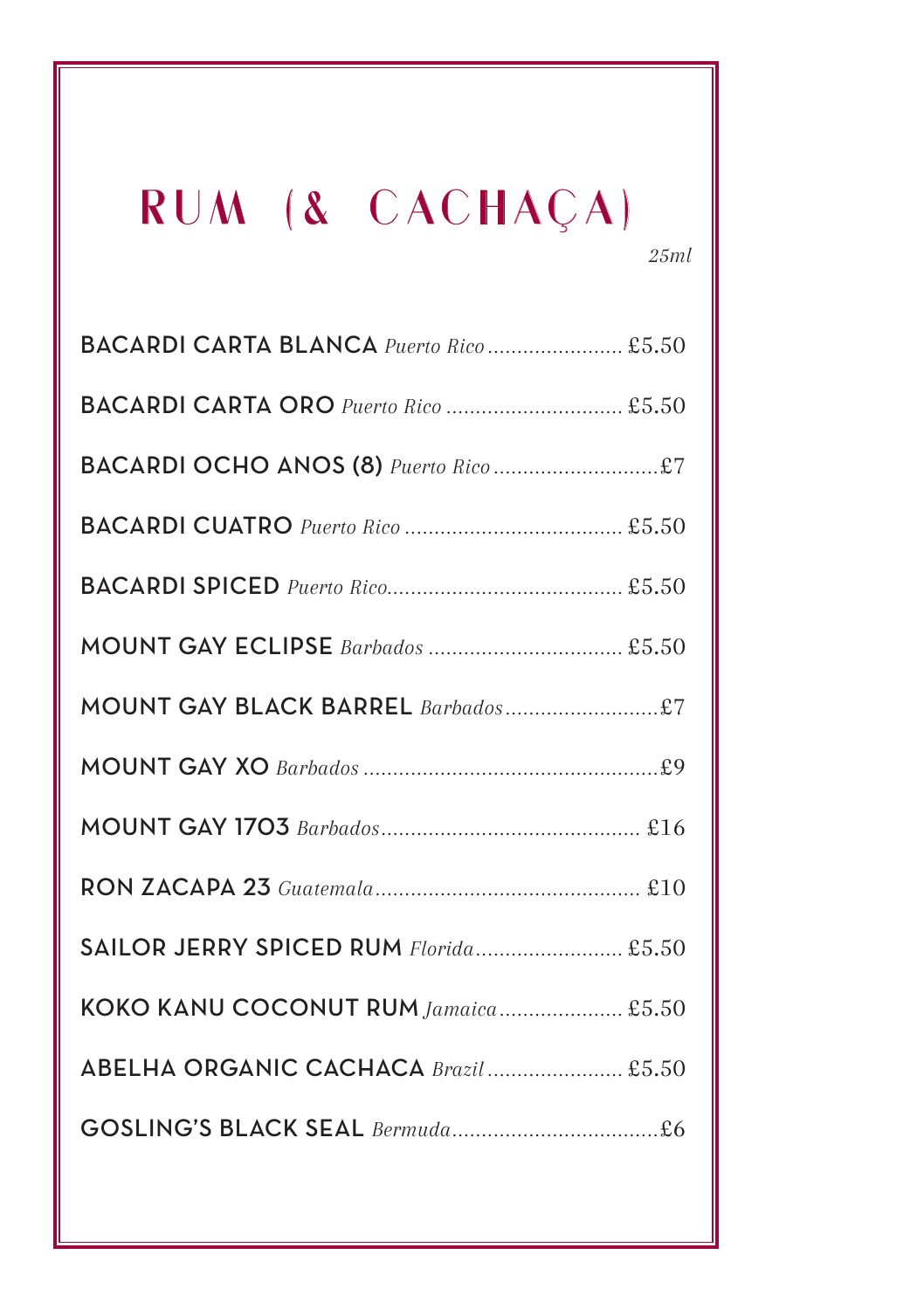# RUM (& CACHAÇA)

*25ml*

**BACARDI CARTA BLANCA** *Puerto Rico* ...................... £5.50

**BACARDI CARTA ORO** *Puerto Rico* ............................. £5.50

**BACARDI OCHO ANOS (8)** *Puerto Rico* ............................£7

**BACARDI CUATRO** *Puerto Rico* .................................... £5.50

**BACARDI SPICED** *Puerto Rico*....................................... £5.50

**MOUNT GAY ECLIPSE** *Barbados* ................................ £5.50

**MOUNT GAY BLACK BARREL** *Barbados*..........................£7

**MOUNT GAY XO** *Barbados* ..................................................£9

**MOUNT GAY 1703** *Barbados*............................................ £16

**RON ZACAPA 23** *Guatemala*............................................. £10

**SAILOR JERRY SPICED RUM** *Florida*........................ £5.50

**KOKO KANU COCONUT RUM** *Jamaica*..................... £5.50

**ABELHA ORGANIC CACHACA** *Brazil* ....................... £5.50

**GOSLING'S BLACK SEAL** *Bermuda*...................................£6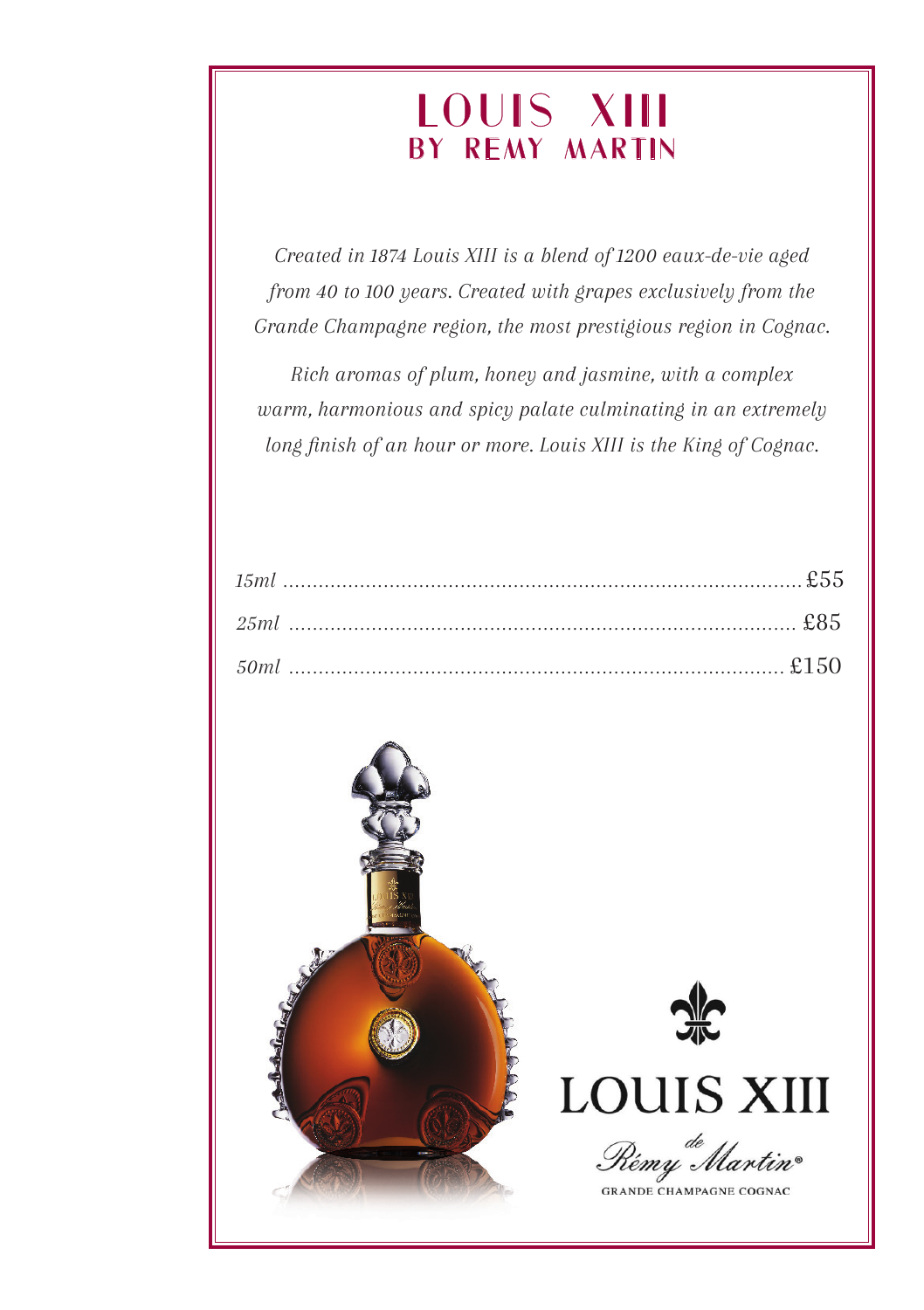# LOUIS XIII
## BY REMY MARTIN

*Created in 1874 Louis XIII is a blend of 1200 eaux-de-vie aged from 40 to 100 years. Created with grapes exclusively from the Grande Champagne region, the most prestigious region in Cognac.*

*Rich aromas of plum, honey and jasmine, with a complex warm, harmonious and spicy palate culminating in an extremely long finish of an hour or more. Louis XIII is the King of Cognac.*

*15ml* .......... £55

*25ml* .......... £85

*50ml* .......... £150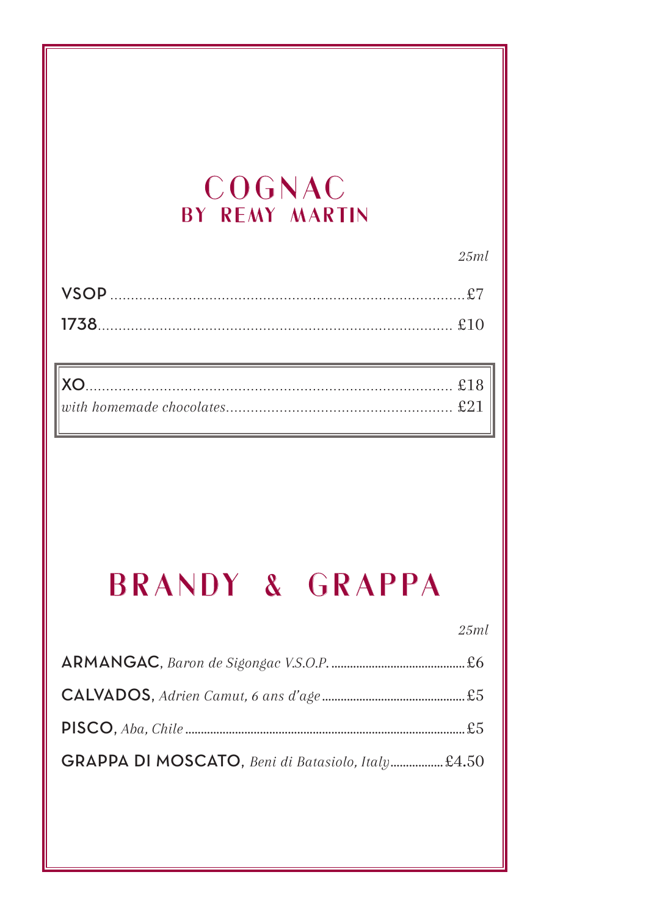# COGNAC
## BY REMY MARTIN

*25ml*

**VSOP** ........ £7

**1738** ........ £10

**XO** ........ £18
*with homemade chocolates* ........ £21

# BRANDY & GRAPPA

*25ml*

**ARMANGAC**, *Baron de Sigongac V.S.O.P.* ........ £6

**CALVADOS**, *Adrien Camut, 6 ans d'age* ........ £5

**PISCO**, *Aba, Chile* ........ £5

**GRAPPA DI MOSCATO**, *Beni di Batasiolo, Italy* ........ £4.50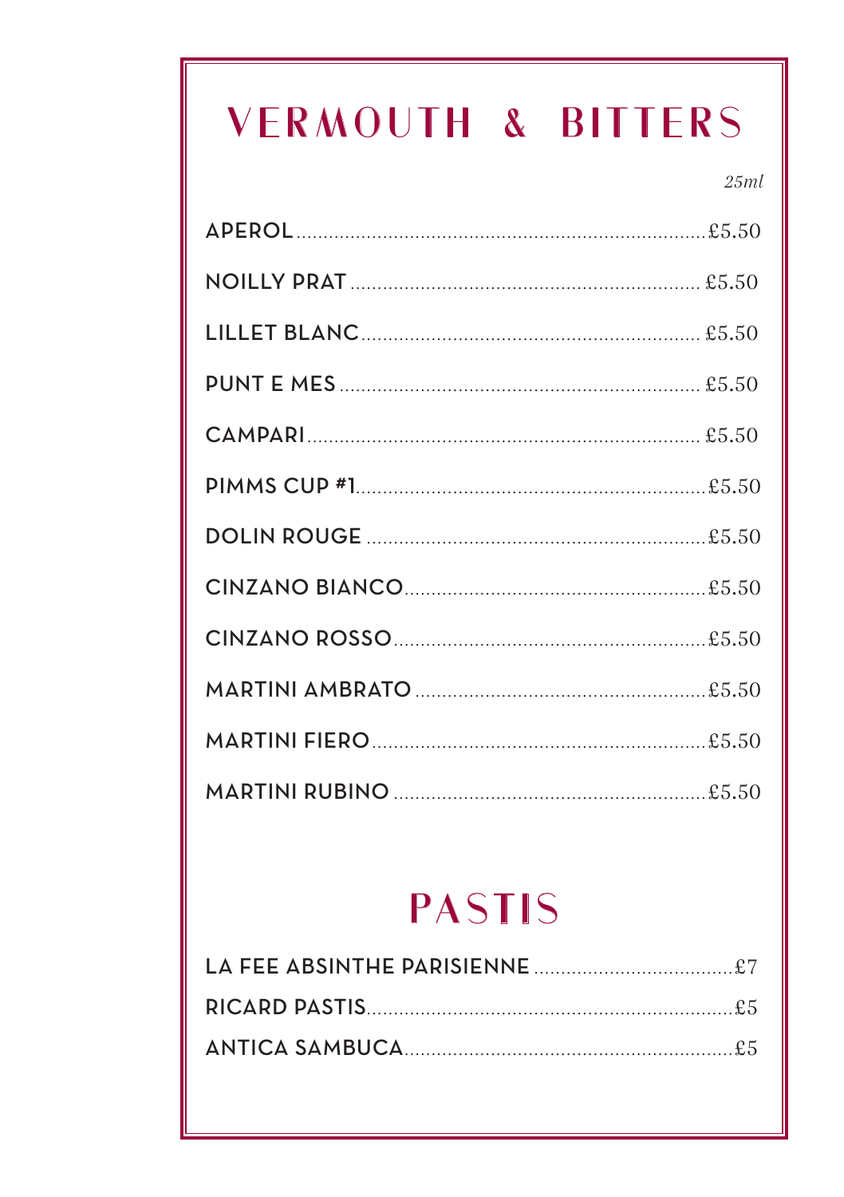# VERMOUTH & BITTERS

*25ml*

| Item | Price |
|---|---|
| APEROL | £5.50 |
| NOILLY PRAT | £5.50 |
| LILLET BLANC | £5.50 |
| PUNT E MES | £5.50 |
| CAMPARI | £5.50 |
| PIMMS CUP #1 | £5.50 |
| DOLIN ROUGE | £5.50 |
| CINZANO BIANCO | £5.50 |
| CINZANO ROSSO | £5.50 |
| MARTINI AMBRATO | £5.50 |
| MARTINI FIERO | £5.50 |
| MARTINI RUBINO | £5.50 |

# PASTIS

| Item | Price |
|---|---|
| LA FEE ABSINTHE PARISIENNE | £7 |
| RICARD PASTIS | £5 |
| ANTICA SAMBUCA | £5 |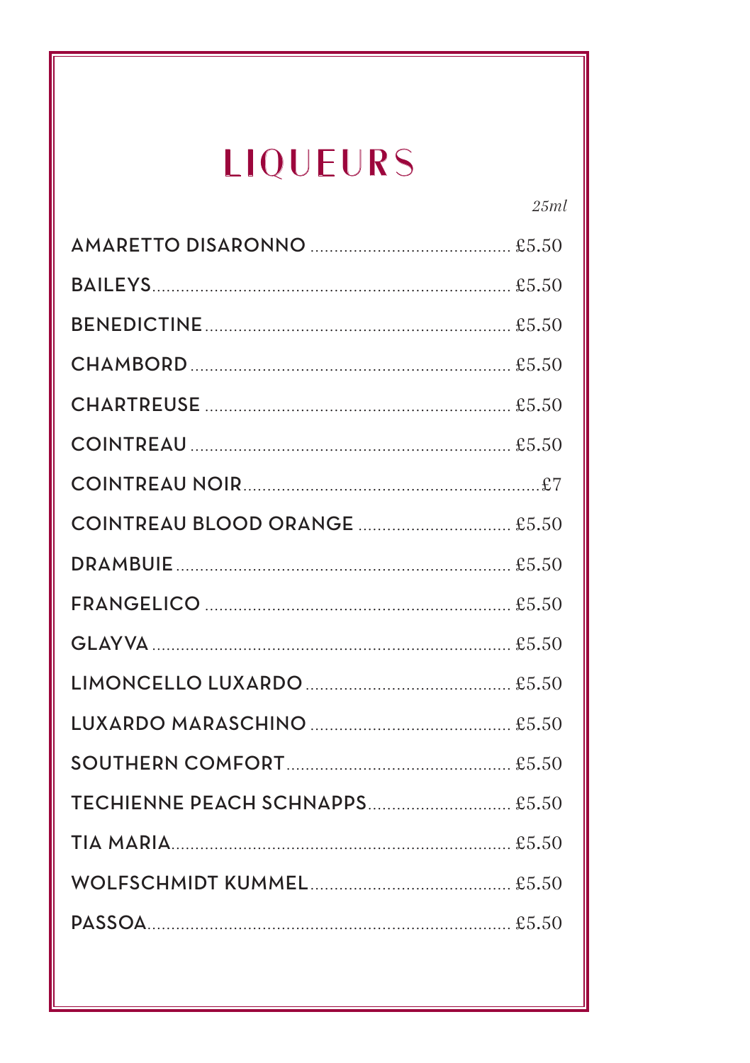# LIQUEURS

| | *25ml* |
|---|---|
| AMARETTO DISARONNO | £5.50 |
| BAILEYS | £5.50 |
| BENEDICTINE | £5.50 |
| CHAMBORD | £5.50 |
| CHARTREUSE | £5.50 |
| COINTREAU | £5.50 |
| COINTREAU NOIR | £7 |
| COINTREAU BLOOD ORANGE | £5.50 |
| DRAMBUIE | £5.50 |
| FRANGELICO | £5.50 |
| GLAYVA | £5.50 |
| LIMONCELLO LUXARDO | £5.50 |
| LUXARDO MARASCHINO | £5.50 |
| SOUTHERN COMFORT | £5.50 |
| TECHIENNE PEACH SCHNAPPS | £5.50 |
| TIA MARIA | £5.50 |
| WOLFSCHMIDT KUMMEL | £5.50 |
| PASSOA | £5.50 |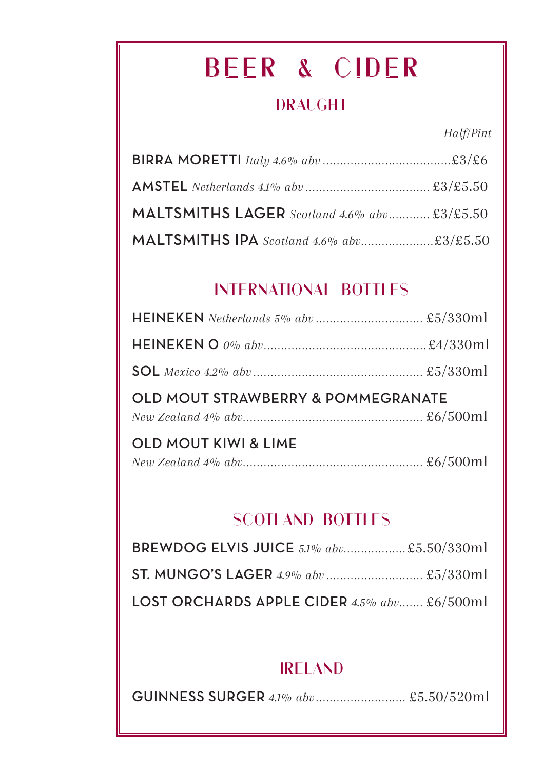# BEER & CIDER

## DRAUGHT

*Half/Pint*

**BIRRA MORETTI** *Italy 4.6% abv* .....................................£3/£6

**AMSTEL** *Netherlands 4.1% abv* .................................... £3/£5.50

**MALTSMITHS LAGER** *Scotland 4.6% abv*............ £3/£5.50

**MALTSMITHS IPA** *Scotland 4.6% abv*.....................£3/£5.50

## INTERNATIONAL BOTTLES

**HEINEKEN** *Netherlands 5% abv* ............................... £5/330ml

**HEINEKEN O** *0% abv*...............................................£4/330ml

**SOL** *Mexico 4.2% abv* ................................................. £5/330ml

**OLD MOUT STRAWBERRY & POMMEGRANATE**
*New Zealand 4% abv*................................................... £6/500ml

**OLD MOUT KIWI & LIME**
*New Zealand 4% abv*................................................... £6/500ml

## SCOTLAND BOTTLES

**BREWDOG ELVIS JUICE** *5.1% abv*..................£5.50/330ml

**ST. MUNGO'S LAGER** *4.9% abv* ............................ £5/330ml

**LOST ORCHARDS APPLE CIDER** *4.5% abv*....... £6/500ml

## IRELAND

**GUINNESS SURGER** *4.1% abv*.......................... £5.50/520ml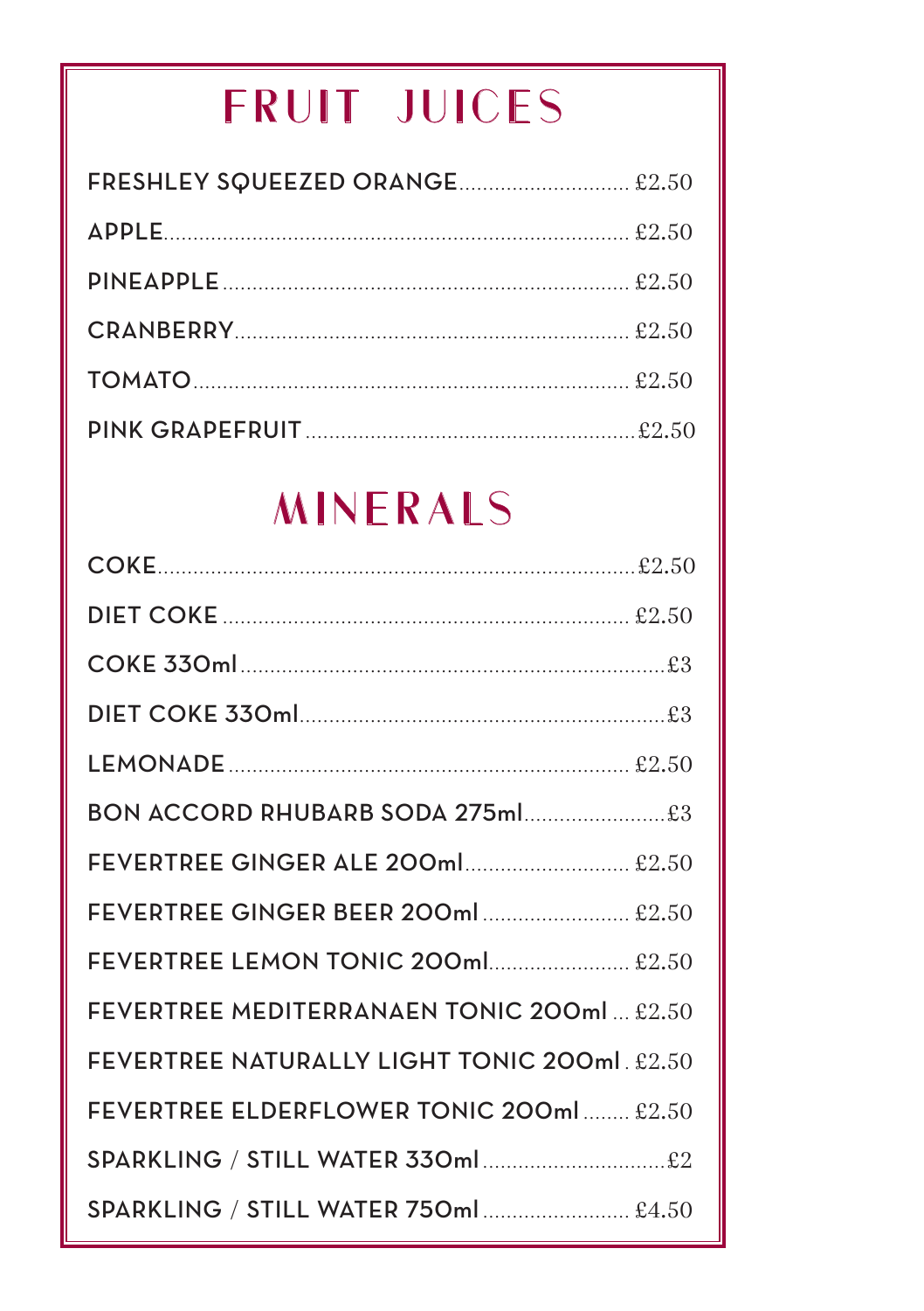# FRUIT JUICES

| Item | Price |
| --- | --- |
| FRESHLEY SQUEEZED ORANGE | £2.50 |
| APPLE | £2.50 |
| PINEAPPLE | £2.50 |
| CRANBERRY | £2.50 |
| TOMATO | £2.50 |
| PINK GRAPEFRUIT | £2.50 |

# MINERALS

| Item | Price |
| --- | --- |
| COKE | £2.50 |
| DIET COKE | £2.50 |
| COKE 330ml | £3 |
| DIET COKE 330ml | £3 |
| LEMONADE | £2.50 |
| BON ACCORD RHUBARB SODA 275ml | £3 |
| FEVERTREE GINGER ALE 200ml | £2.50 |
| FEVERTREE GINGER BEER 200ml | £2.50 |
| FEVERTREE LEMON TONIC 200ml | £2.50 |
| FEVERTREE MEDITERRANAEN TONIC 200ml | £2.50 |
| FEVERTREE NATURALLY LIGHT TONIC 200ml | £2.50 |
| FEVERTREE ELDERFLOWER TONIC 200ml | £2.50 |
| SPARKLING / STILL WATER 330ml | £2 |
| SPARKLING / STILL WATER 750ml | £4.50 |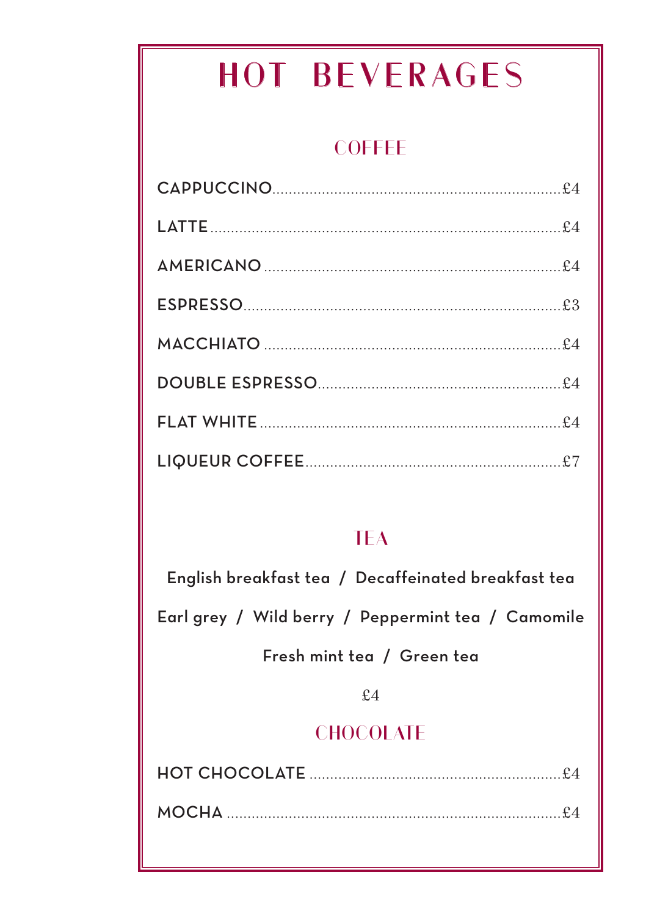# HOT BEVERAGES

## COFFEE

CAPPUCCINO..........£4

LATTE..........£4

AMERICANO..........£4

ESPRESSO..........£3

MACCHIATO..........£4

DOUBLE ESPRESSO..........£4

FLAT WHITE..........£4

LIQUEUR COFFEE..........£7

## TEA

English breakfast tea / Decaffeinated breakfast tea

Earl grey / Wild berry / Peppermint tea / Camomile

Fresh mint tea / Green tea

£4

## CHOCOLATE

HOT CHOCOLATE..........£4

MOCHA..........£4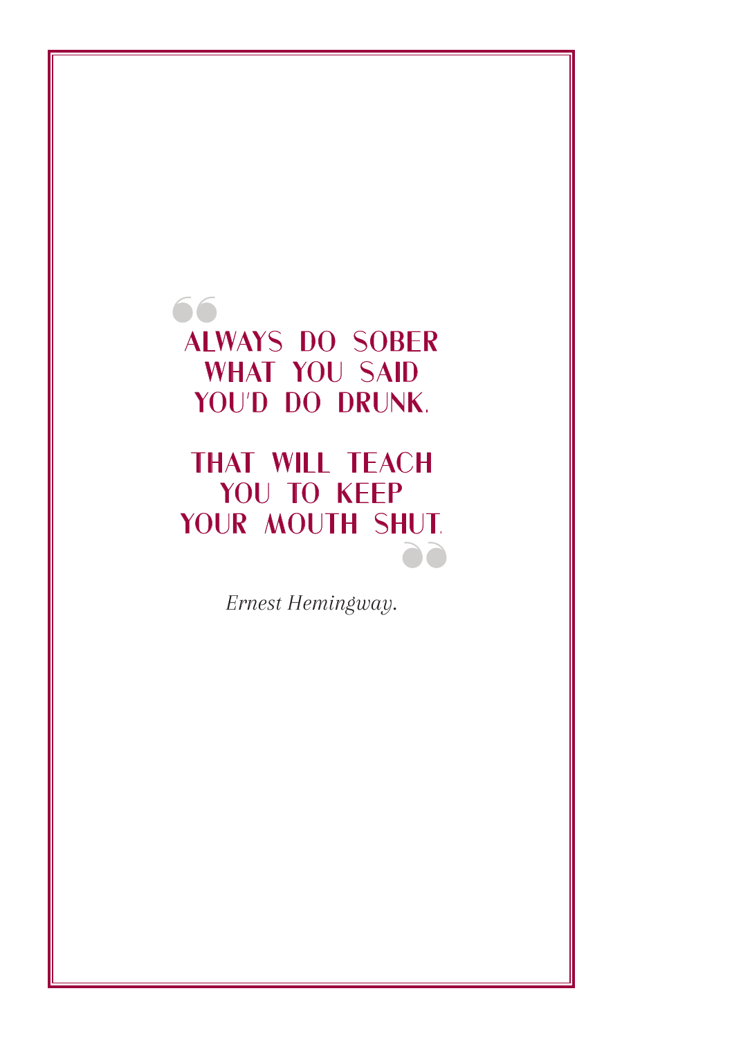ALWAYS DO SOBER
WHAT YOU SAID
YOU'D DO DRUNK.

THAT WILL TEACH
YOU TO KEEP
YOUR MOUTH SHUT.

*Ernest Hemingway.*